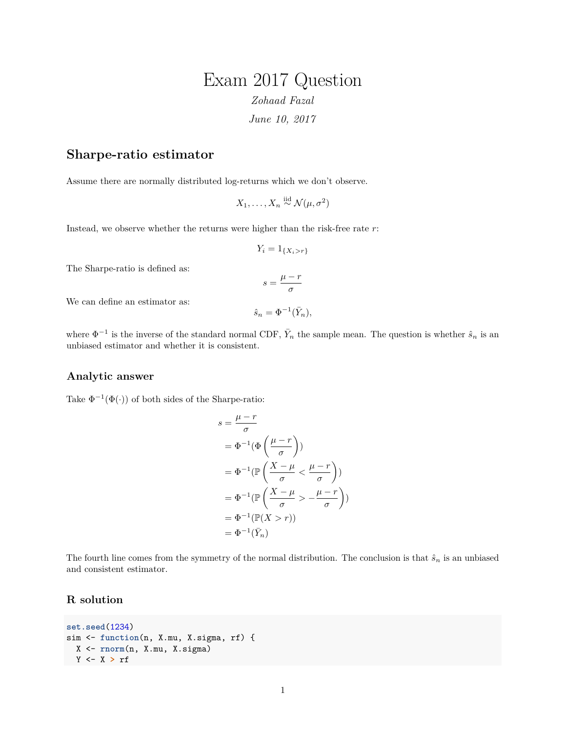# Exam 2017 Question

*Zohaad Fazal*

*June 10, 2017*

## Sharpe-ratio estimator

Assume there are normally distributed log-returns which we don't observe.

$$X_1, \dots, X_n \overset{\text{iid}}{\sim} \mathcal{N}(\mu, \sigma^2)$$

Instead, we observe whether the returns were higher than the risk-free rate $r$:

$$Y_i = 1_{\{X_i > r\}}$$

The Sharpe-ratio is defined as:

$$s = \frac{\mu - r}{\sigma}$$

We can define an estimator as:

$$\hat{s}_n = \Phi^{-1}(\bar{Y}_n),$$

where $\Phi^{-1}$ is the inverse of the standard normal CDF, $\bar{Y}_n$ the sample mean. The question is whether $\hat{s}_n$ is an unbiased estimator and whether it is consistent.

### Analytic answer

Take $\Phi^{-1}(\Phi(\cdot))$ of both sides of the Sharpe-ratio:

$$
\begin{aligned}
s &= \frac{\mu - r}{\sigma} \\
&= \Phi^{-1}(\Phi\left(\frac{\mu - r}{\sigma}\right)) \\
&= \Phi^{-1}(\mathbb{P}\left(\frac{X - \mu}{\sigma} < \frac{\mu - r}{\sigma}\right)) \\
&= \Phi^{-1}(\mathbb{P}\left(\frac{X - \mu}{\sigma} > -\frac{\mu - r}{\sigma}\right)) \\
&= \Phi^{-1}(\mathbb{P}(X > r)) \\
&= \Phi^{-1}(\bar{Y}_n)
\end{aligned}
$$

The fourth line comes from the symmetry of the normal distribution. The conclusion is that $\hat{s}_n$ is an unbiased and consistent estimator.

### R solution

```
set.seed(1234)
sim <- function(n, X.mu, X.sigma, rf) {
  X <- rnorm(n, X.mu, X.sigma)
  Y <- X > rf
```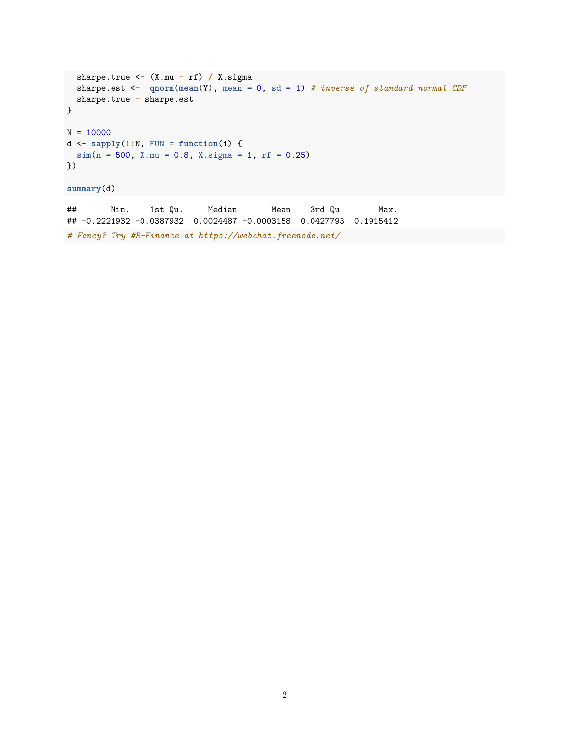```r
  sharpe.true <- (X.mu - rf) / X.sigma
  sharpe.est <-  qnorm(mean(Y), mean = 0, sd = 1) # inverse of standard normal CDF
  sharpe.true - sharpe.est
}

N = 10000
d <- sapply(1:N, FUN = function(i) {
  sim(n = 500, X.mu = 0.8, X.sigma = 1, rf = 0.25)
})

summary(d)
```

```
##       Min.    1st Qu.     Median       Mean    3rd Qu.       Max.
## -0.2221932 -0.0387932  0.0024487 -0.0003158  0.0427793  0.1915412
```

```r
# Fancy? Try #R-Finance at https://webchat.freenode.net/
```